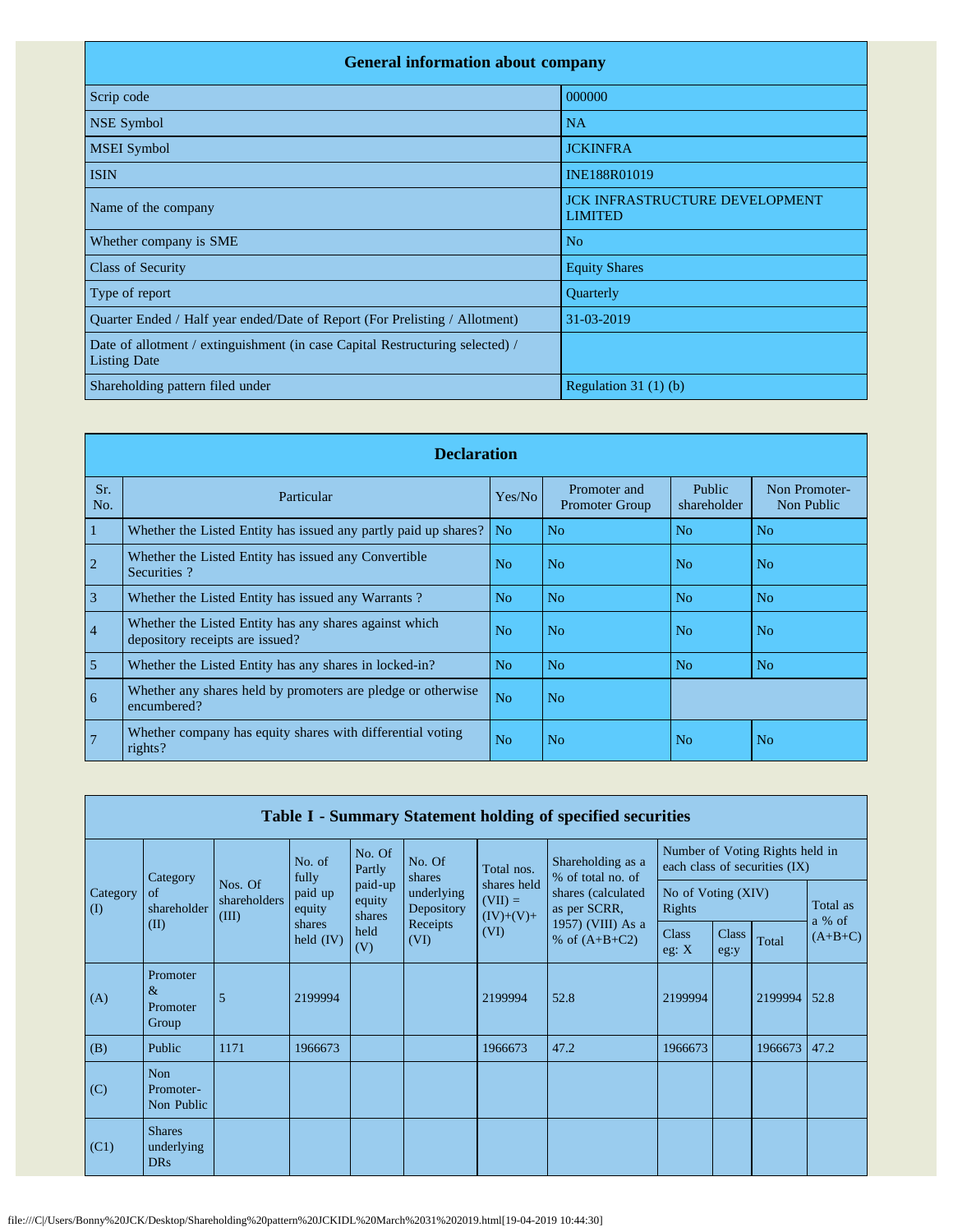| General information about company | |
|---|---|
| Scrip code | 000000 |
| NSE Symbol | NA |
| MSEI Symbol | JCKINFRA |
| ISIN | INE188R01019 |
| Name of the company | JCK INFRASTRUCTURE DEVELOPMENT LIMITED |
| Whether company is SME | No |
| Class of Security | Equity Shares |
| Type of report | Quarterly |
| Quarter Ended / Half year ended/Date of Report (For Prelisting / Allotment) | 31-03-2019 |
| Date of allotment / extinguishment (in case Capital Restructuring selected) / Listing Date | |
| Shareholding pattern filed under | Regulation 31 (1) (b) |

| Declaration | | | | | |
|---|---|---|---|---|---|
| Sr. No. | Particular | Yes/No | Promoter and Promoter Group | Public shareholder | Non Promoter- Non Public |
| 1 | Whether the Listed Entity has issued any partly paid up shares? | No | No | No | No |
| 2 | Whether the Listed Entity has issued any Convertible Securities ? | No | No | No | No |
| 3 | Whether the Listed Entity has issued any Warrants ? | No | No | No | No |
| 4 | Whether the Listed Entity has any shares against which depository receipts are issued? | No | No | No | No |
| 5 | Whether the Listed Entity has any shares in locked-in? | No | No | No | No |
| 6 | Whether any shares held by promoters are pledge or otherwise encumbered? | No | No | | |
| 7 | Whether company has equity shares with differential voting rights? | No | No | No | No |

**Table I - Summary Statement holding of specified securities**

| Category (I) | Category of shareholder (II) | Nos. Of shareholders (III) | No. of fully paid up equity shares held (IV) | No. Of Partly paid-up equity shares held (V) | No. Of shares underlying Depository Receipts (VI) | Total nos. shares held (VII) = (IV)+(V)+ (VI) | Shareholding as a % of total no. of shares (calculated as per SCRR, 1957) (VIII) As a % of (A+B+C2) | Number of Voting Rights held in each class of securities (IX) | | | |
|---|---|---|---|---|---|---|---|---|---|---|---|
| | | | | | | | | No of Voting (XIV) Rights | | | Total as a % of (A+B+C) |
| | | | | | | | | Class eg: X | Class eg:y | Total | |
| (A) | Promoter & Promoter Group | 5 | 2199994 | | | 2199994 | 52.8 | 2199994 | | 2199994 | 52.8 |
| (B) | Public | 1171 | 1966673 | | | 1966673 | 47.2 | 1966673 | | 1966673 | 47.2 |
| (C) | Non Promoter- Non Public | | | | | | | | | | |
| (C1) | Shares underlying DRs | | | | | | | | | | |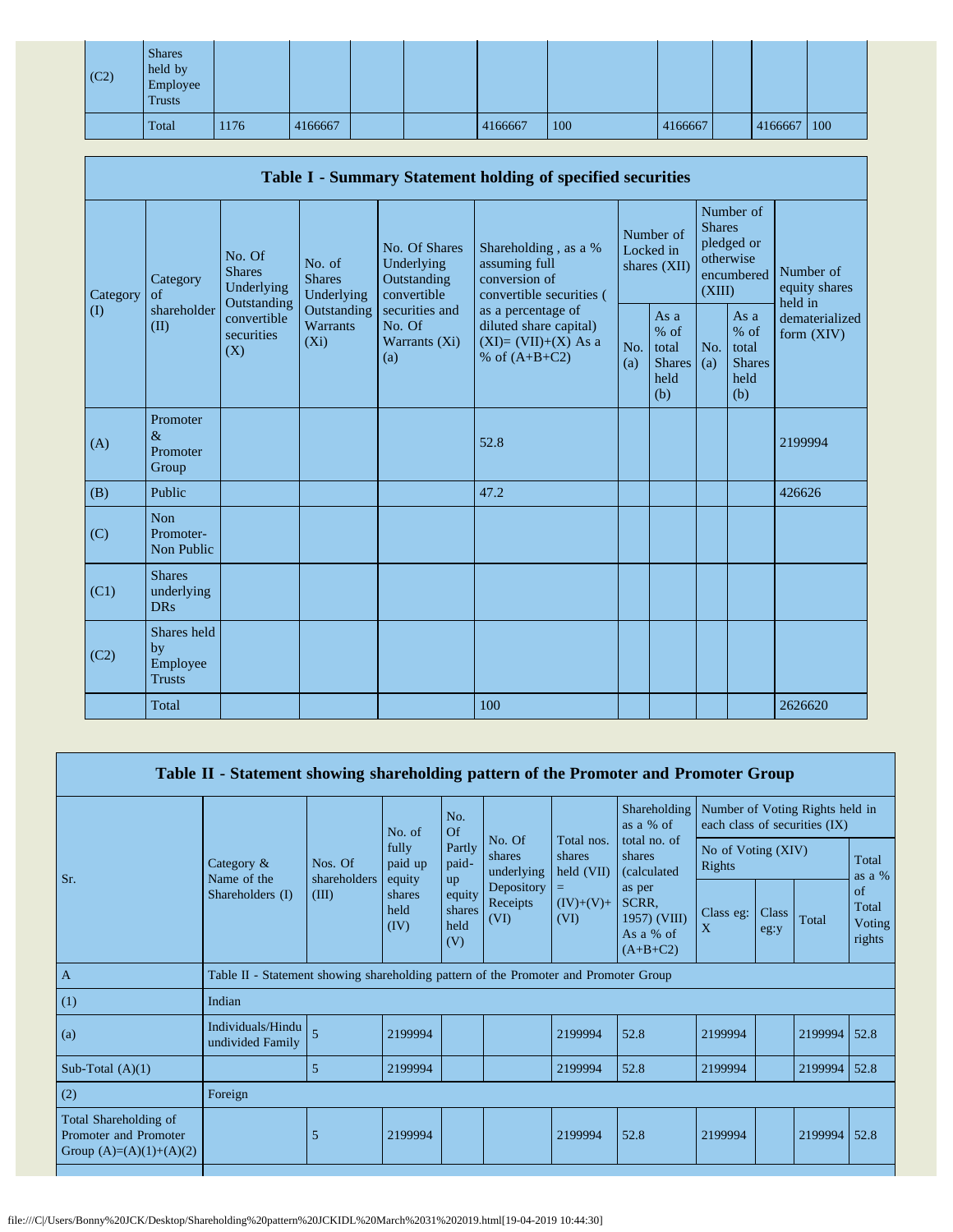| | | | | | | | | | | | |
|---|---|---|---|---|---|---|---|---|---|---|---|
| (C2) | Shares held by Employee Trusts | | | | | | | | | | |
| | Total | 1176 | 4166667 | | | 4166667 | 100 | 4166667 | | 4166667 | 100 |

| Table I - Summary Statement holding of specified securities | | | | | | | | | | |
|---|---|---|---|---|---|---|---|---|---|---|
| Category (I) | Category of shareholder (II) | No. Of Shares Underlying Outstanding convertible securities (X) | No. of Shares Underlying Outstanding Warrants (Xi) | No. Of Shares Underlying Outstanding convertible securities and No. Of Warrants (Xi) (a) | Shareholding , as a % assuming full conversion of convertible securities ( as a percentage of diluted share capital) (XI)= (VII)+(X) As a % of (A+B+C2) | Number of Locked in shares (XII) | | Number of Shares pledged or otherwise encumbered (XIII) | | Number of equity shares held in dematerialized form (XIV) |
| | | | | | | No. (a) | As a % of total Shares held (b) | No. (a) | As a % of total Shares held (b) | |
| (A) | Promoter & Promoter Group | | | | 52.8 | | | | | 2199994 |
| (B) | Public | | | | 47.2 | | | | | 426626 |
| (C) | Non Promoter- Non Public | | | | | | | | | |
| (C1) | Shares underlying DRs | | | | | | | | | |
| (C2) | Shares held by Employee Trusts | | | | | | | | | |
| | Total | | | | 100 | | | | | 2626620 |

| Table II - Statement showing shareholding pattern of the Promoter and Promoter Group | | | | | | | | | | | |
|---|---|---|---|---|---|---|---|---|---|---|---|
| Sr. | Category & Name of the Shareholders (I) | Nos. Of shareholders (III) | No. of fully paid up equity shares held (IV) | No. Of Partly paid-up equity shares held (V) | No. Of shares underlying Depository Receipts (VI) | Total nos. shares held (VII) = (IV)+(V)+ (VI) | Shareholding as a % of total no. of shares (calculated as per SCRR, 1957) (VIII) As a % of (A+B+C2) | Number of Voting Rights held in each class of securities (IX) | | | |
| | | | | | | | | No of Voting (XIV) Rights | | | Total as a % of Total Voting rights |
| | | | | | | | | Class eg: X | Class eg:y | Total | |
| A | Table II - Statement showing shareholding pattern of the Promoter and Promoter Group | | | | | | | | | | |
| (1) | Indian | | | | | | | | | | |
| (a) | Individuals/Hindu undivided Family | 5 | 2199994 | | | 2199994 | 52.8 | 2199994 | | 2199994 | 52.8 |
| Sub-Total (A)(1) | | 5 | 2199994 | | | 2199994 | 52.8 | 2199994 | | 2199994 | 52.8 |
| (2) | Foreign | | | | | | | | | | |
| Total Shareholding of Promoter and Promoter Group (A)=(A)(1)+(A)(2) | | 5 | 2199994 | | | 2199994 | 52.8 | 2199994 | | 2199994 | 52.8 |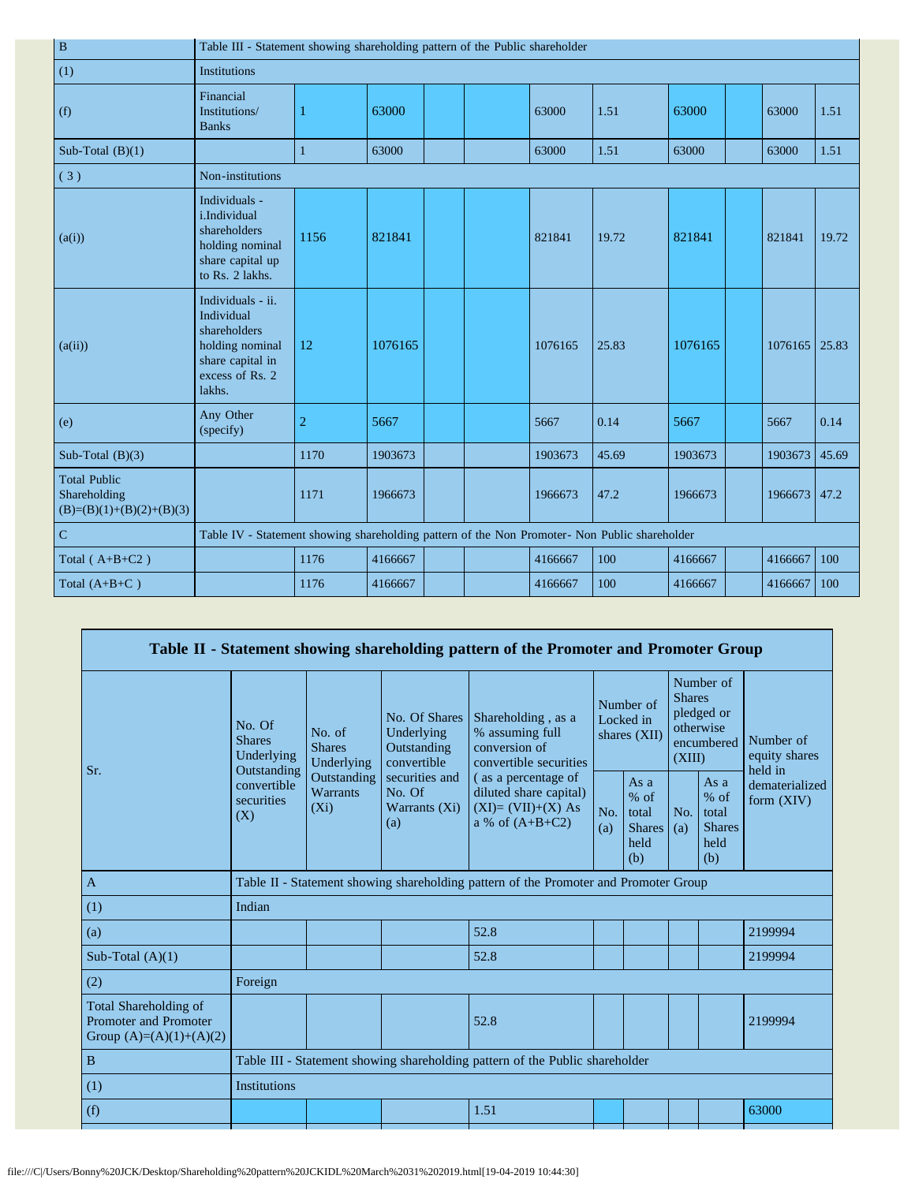| B | Table III - Statement showing shareholding pattern of the Public shareholder | | | | | | | | | | |
|---|---|---|---|---|---|---|---|---|---|---|---|
| (1) | Institutions | | | | | | | | | | |
| (f) | Financial Institutions/ Banks | 1 | 63000 | | | 63000 | 1.51 | 63000 | | 63000 | 1.51 |
| Sub-Total (B)(1) | | 1 | 63000 | | | 63000 | 1.51 | 63000 | | 63000 | 1.51 |
| ( 3 ) | Non-institutions | | | | | | | | | | |
| (a(i)) | Individuals - i.Individual shareholders holding nominal share capital up to Rs. 2 lakhs. | 1156 | 821841 | | | 821841 | 19.72 | 821841 | | 821841 | 19.72 |
| (a(ii)) | Individuals - ii. Individual shareholders holding nominal share capital in excess of Rs. 2 lakhs. | 12 | 1076165 | | | 1076165 | 25.83 | 1076165 | | 1076165 | 25.83 |
| (e) | Any Other (specify) | 2 | 5667 | | | 5667 | 0.14 | 5667 | | 5667 | 0.14 |
| Sub-Total (B)(3) | | 1170 | 1903673 | | | 1903673 | 45.69 | 1903673 | | 1903673 | 45.69 |
| Total Public Shareholding (B)=(B)(1)+(B)(2)+(B)(3) | | 1171 | 1966673 | | | 1966673 | 47.2 | 1966673 | | 1966673 | 47.2 |
| C | Table IV - Statement showing shareholding pattern of the Non Promoter- Non Public shareholder | | | | | | | | | | |
| Total ( A+B+C2 ) | | 1176 | 4166667 | | | 4166667 | 100 | 4166667 | | 4166667 | 100 |
| Total (A+B+C ) | | 1176 | 4166667 | | | 4166667 | 100 | 4166667 | | 4166667 | 100 |

| Table II - Statement showing shareholding pattern of the Promoter and Promoter Group | | | | | | | | | |
|---|---|---|---|---|---|---|---|---|---|
| Sr. | No. Of Shares Underlying Outstanding convertible securities (X) | No. of Shares Underlying Outstanding Warrants (Xi) | No. Of Shares Underlying Outstanding convertible securities and No. Of Warrants (Xi) (a) | Shareholding , as a % assuming full conversion of convertible securities ( as a percentage of diluted share capital) (XI)= (VII)+(X) As a % of (A+B+C2) | Number of Locked in shares (XII) | | Number of Shares pledged or otherwise encumbered (XIII) | | Number of equity shares held in dematerialized form (XIV) |
| | | | | | No. (a) | As a % of total Shares held (b) | No. (a) | As a % of total Shares held (b) | |
| A | Table II - Statement showing shareholding pattern of the Promoter and Promoter Group | | | | | | | | |
| (1) | Indian | | | | | | | | |
| (a) | | | | 52.8 | | | | | 2199994 |
| Sub-Total (A)(1) | | | | 52.8 | | | | | 2199994 |
| (2) | Foreign | | | | | | | | |
| Total Shareholding of Promoter and Promoter Group (A)=(A)(1)+(A)(2) | | | | 52.8 | | | | | 2199994 |
| B | Table III - Statement showing shareholding pattern of the Public shareholder | | | | | | | | |
| (1) | Institutions | | | | | | | | |
| (f) | | | | 1.51 | | | | | 63000 |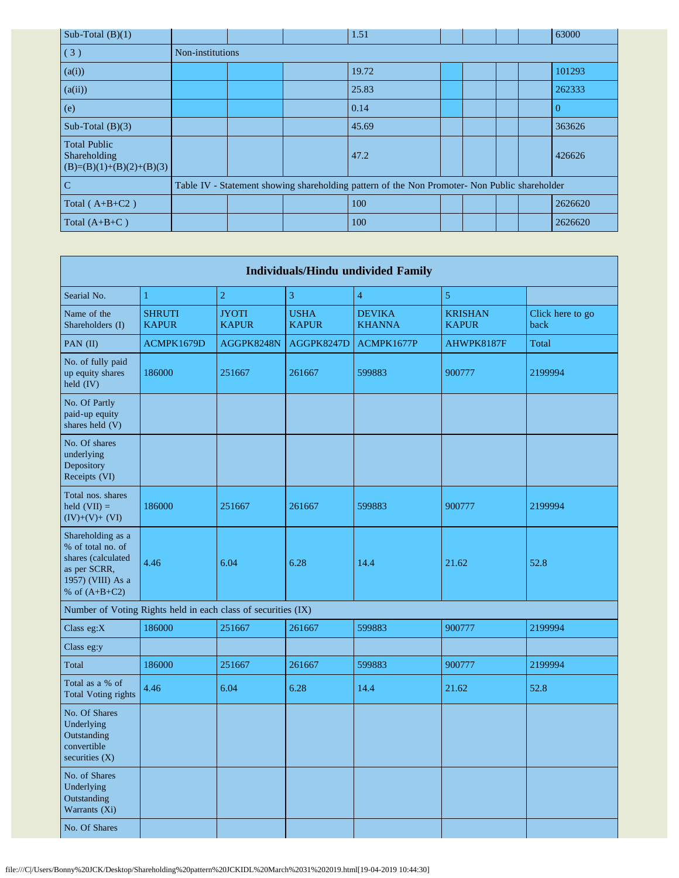| Sub-Total (B)(1) | | | | 1.51 | | | | | 63000 |
|---|---|---|---|---|---|---|---|---|---|
| ( 3 ) | Non-institutions | | | | | | | | |
| (a(i)) | | | | 19.72 | | | | | 101293 |
| (a(ii)) | | | | 25.83 | | | | | 262333 |
| (e) | | | | 0.14 | | | | | 0 |
| Sub-Total (B)(3) | | | | 45.69 | | | | | 363626 |
| Total Public Shareholding (B)=(B)(1)+(B)(2)+(B)(3) | | | | 47.2 | | | | | 426626 |
| C | Table IV - Statement showing shareholding pattern of the Non Promoter- Non Public shareholder | | | | | | | | |
| Total ( A+B+C2 ) | | | | 100 | | | | | 2626620 |
| Total (A+B+C ) | | | | 100 | | | | | 2626620 |

| Individuals/Hindu undivided Family | | | | | | |
|---|---|---|---|---|---|---|
| Searial No. | 1 | 2 | 3 | 4 | 5 | |
| Name of the Shareholders (I) | SHRUTI KAPUR | JYOTI KAPUR | USHA KAPUR | DEVIKA KHANNA | KRISHAN KAPUR | Click here to go back |
| PAN (II) | ACMPK1679D | AGGPK8248N | AGGPK8247D | ACMPK1677P | AHWPK8187F | Total |
| No. of fully paid up equity shares held (IV) | 186000 | 251667 | 261667 | 599883 | 900777 | 2199994 |
| No. Of Partly paid-up equity shares held (V) | | | | | | |
| No. Of shares underlying Depository Receipts (VI) | | | | | | |
| Total nos. shares held (VII) = (IV)+(V)+ (VI) | 186000 | 251667 | 261667 | 599883 | 900777 | 2199994 |
| Shareholding as a % of total no. of shares (calculated as per SCRR, 1957) (VIII) As a % of (A+B+C2) | 4.46 | 6.04 | 6.28 | 14.4 | 21.62 | 52.8 |
| Number of Voting Rights held in each class of securities (IX) | | | | | | |
| Class eg:X | 186000 | 251667 | 261667 | 599883 | 900777 | 2199994 |
| Class eg:y | | | | | | |
| Total | 186000 | 251667 | 261667 | 599883 | 900777 | 2199994 |
| Total as a % of Total Voting rights | 4.46 | 6.04 | 6.28 | 14.4 | 21.62 | 52.8 |
| No. Of Shares Underlying Outstanding convertible securities (X) | | | | | | |
| No. of Shares Underlying Outstanding Warrants (Xi) | | | | | | |
| No. Of Shares | | | | | | |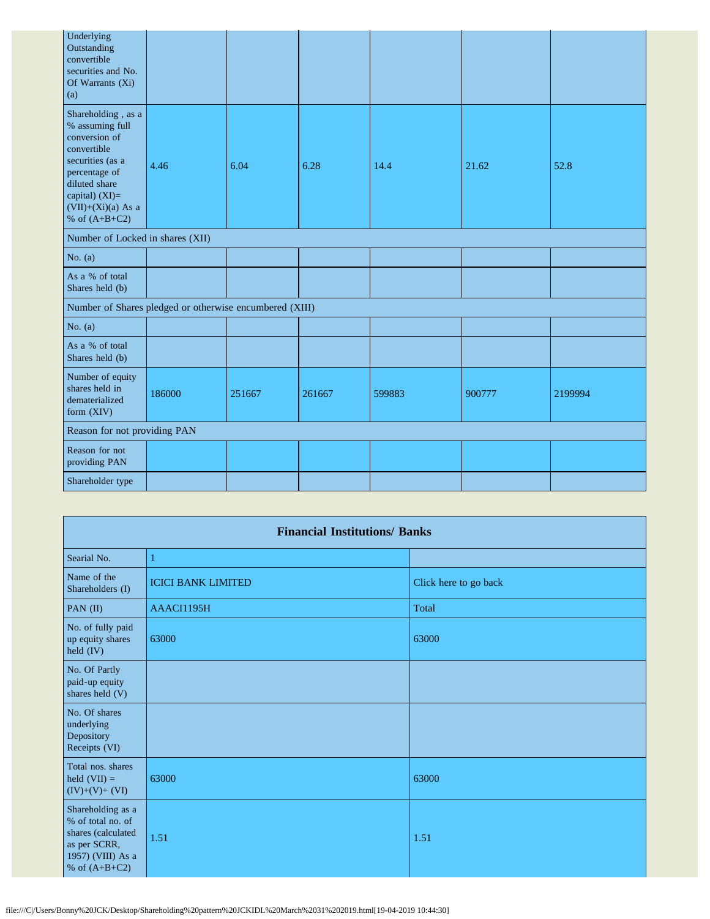| | | | | | | |
|---|---|---|---|---|---|---|
| Underlying Outstanding convertible securities and No. Of Warrants (Xi) (a) | | | | | | |
| Shareholding , as a % assuming full conversion of convertible securities (as a percentage of diluted share capital) (XI)= (VII)+(Xi)(a) As a % of (A+B+C2) | 4.46 | 6.04 | 6.28 | 14.4 | 21.62 | 52.8 |
| Number of Locked in shares (XII) | | | | | | |
| No. (a) | | | | | | |
| As a % of total Shares held (b) | | | | | | |
| Number of Shares pledged or otherwise encumbered (XIII) | | | | | | |
| No. (a) | | | | | | |
| As a % of total Shares held (b) | | | | | | |
| Number of equity shares held in dematerialized form (XIV) | 186000 | 251667 | 261667 | 599883 | 900777 | 2199994 |
| Reason for not providing PAN | | | | | | |
| Reason for not providing PAN | | | | | | |
| Shareholder type | | | | | | |

| Financial Institutions/ Banks | | |
|---|---|---|
| Searial No. | 1 | |
| Name of the Shareholders (I) | ICICI BANK LIMITED | Click here to go back |
| PAN (II) | AAACI1195H | Total |
| No. of fully paid up equity shares held (IV) | 63000 | 63000 |
| No. Of Partly paid-up equity shares held (V) | | |
| No. Of shares underlying Depository Receipts (VI) | | |
| Total nos. shares held (VII) = (IV)+(V)+ (VI) | 63000 | 63000 |
| Shareholding as a % of total no. of shares (calculated as per SCRR, 1957) (VIII) As a % of (A+B+C2) | 1.51 | 1.51 |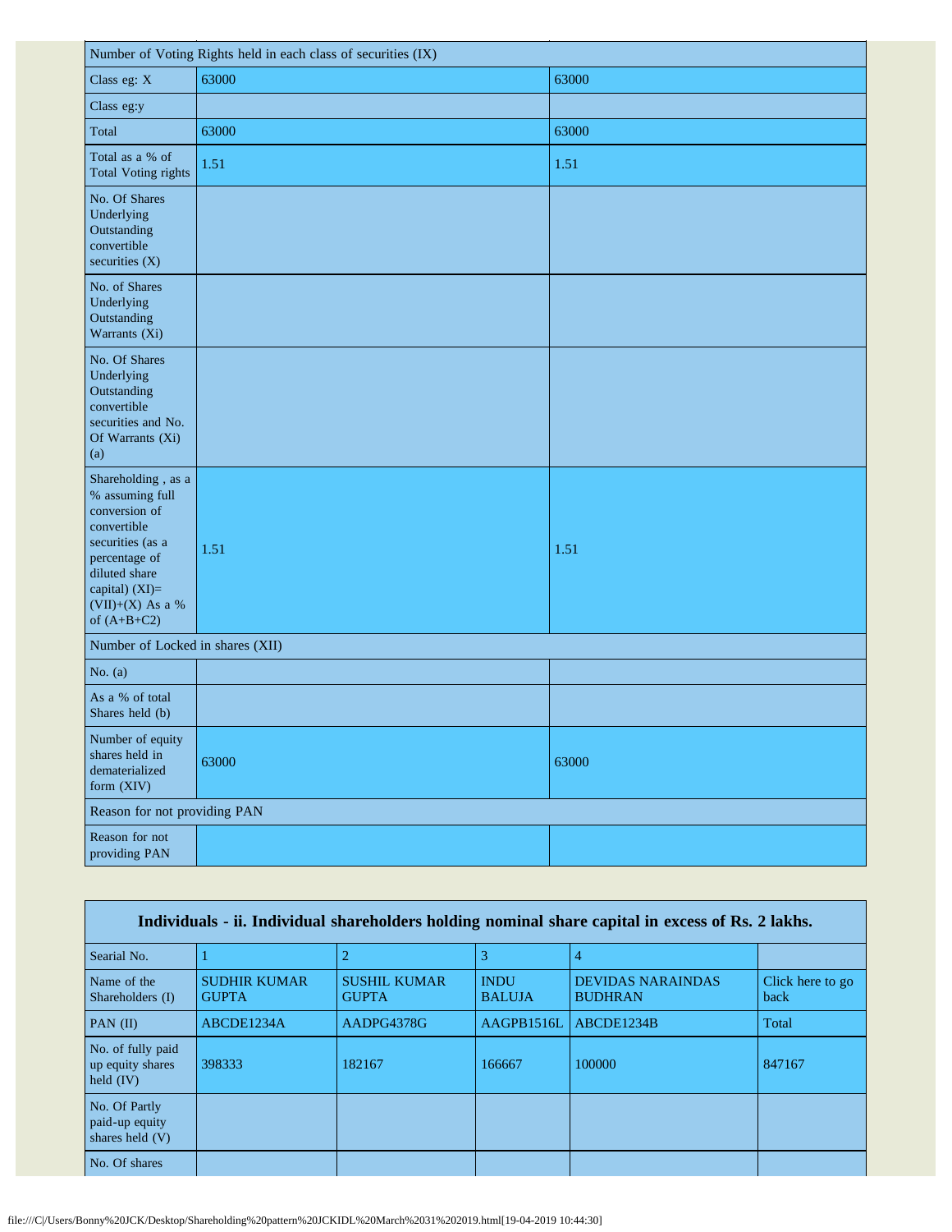| Number of Voting Rights held in each class of securities (IX) | | |
|---|---|---|
| Class eg: X | 63000 | 63000 |
| Class eg:y | | |
| Total | 63000 | 63000 |
| Total as a % of Total Voting rights | 1.51 | 1.51 |
| No. Of Shares Underlying Outstanding convertible securities (X) | | |
| No. of Shares Underlying Outstanding Warrants (Xi) | | |
| No. Of Shares Underlying Outstanding convertible securities and No. Of Warrants (Xi) (a) | | |
| Shareholding , as a % assuming full conversion of convertible securities (as a percentage of diluted share capital) (XI)= (VII)+(X) As a % of (A+B+C2) | 1.51 | 1.51 |
| Number of Locked in shares (XII) | | |
| No. (a) | | |
| As a % of total Shares held (b) | | |
| Number of equity shares held in dematerialized form (XIV) | 63000 | 63000 |
| Reason for not providing PAN | | |
| Reason for not providing PAN | | |

| Individuals - ii. Individual shareholders holding nominal share capital in excess of Rs. 2 lakhs. | | | | | |
|---|---|---|---|---|---|
| Searial No. | 1 | 2 | 3 | 4 | |
| Name of the Shareholders (I) | SUDHIR KUMAR GUPTA | SUSHIL KUMAR GUPTA | INDU BALUJA | DEVIDAS NARAINDAS BUDHRAN | Click here to go back |
| PAN (II) | ABCDE1234A | AADPG4378G | AAGPB1516L | ABCDE1234B | Total |
| No. of fully paid up equity shares held (IV) | 398333 | 182167 | 166667 | 100000 | 847167 |
| No. Of Partly paid-up equity shares held (V) | | | | | |
| No. Of shares | | | | | |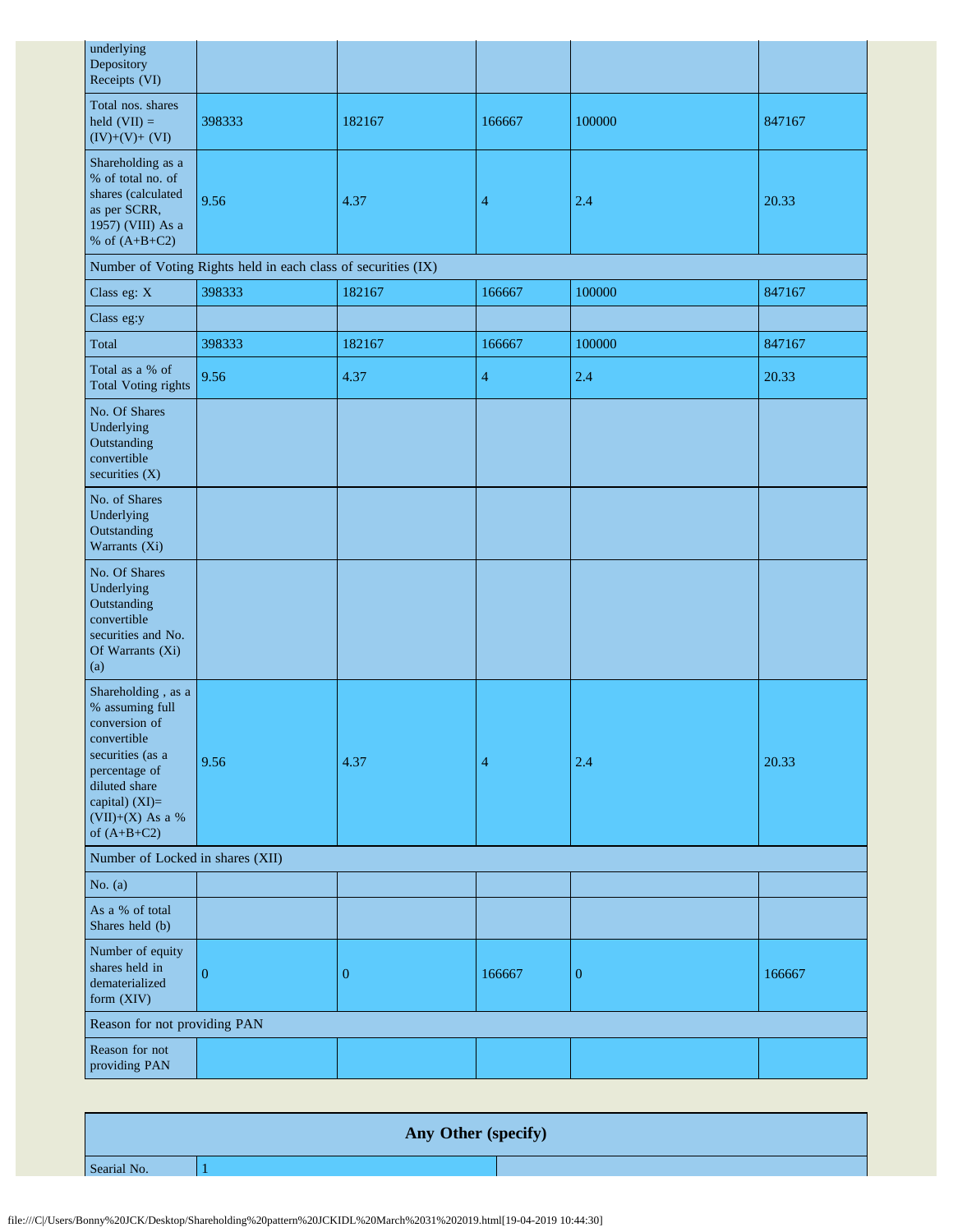| | | | | | |
|---|---|---|---|---|---|
| No. Of shares underlying Depository Receipts (VI) | | | | | |
| Total nos. shares held (VII) = (IV)+(V)+ (VI) | 398333 | 182167 | 166667 | 100000 | 847167 |
| Shareholding as a % of total no. of shares (calculated as per SCRR, 1957) (VIII) As a % of (A+B+C2) | 9.56 | 4.37 | 4 | 2.4 | 20.33 |
| Number of Voting Rights held in each class of securities (IX) | | | | | |
| Class eg: X | 398333 | 182167 | 166667 | 100000 | 847167 |
| Class eg:y | | | | | |
| Total | 398333 | 182167 | 166667 | 100000 | 847167 |
| Total as a % of Total Voting rights | 9.56 | 4.37 | 4 | 2.4 | 20.33 |
| No. Of Shares Underlying Outstanding convertible securities (X) | | | | | |
| No. of Shares Underlying Outstanding Warrants (Xi) | | | | | |
| No. Of Shares Underlying Outstanding convertible securities and No. Of Warrants (Xi) (a) | | | | | |
| Shareholding , as a % assuming full conversion of convertible securities (as a percentage of diluted share capital) (XI)= (VII)+(X) As a % of (A+B+C2) | 9.56 | 4.37 | 4 | 2.4 | 20.33 |
| Number of Locked in shares (XII) | | | | | |
| No. (a) | | | | | |
| As a % of total Shares held (b) | | | | | |
| Number of equity shares held in dematerialized form (XIV) | 0 | 0 | 166667 | 0 | 166667 |
| Reason for not providing PAN | | | | | |
| Reason for not providing PAN | | | | | |

| Any Other (specify) | | |
|---|---|---|
| Searial No. | 1 | |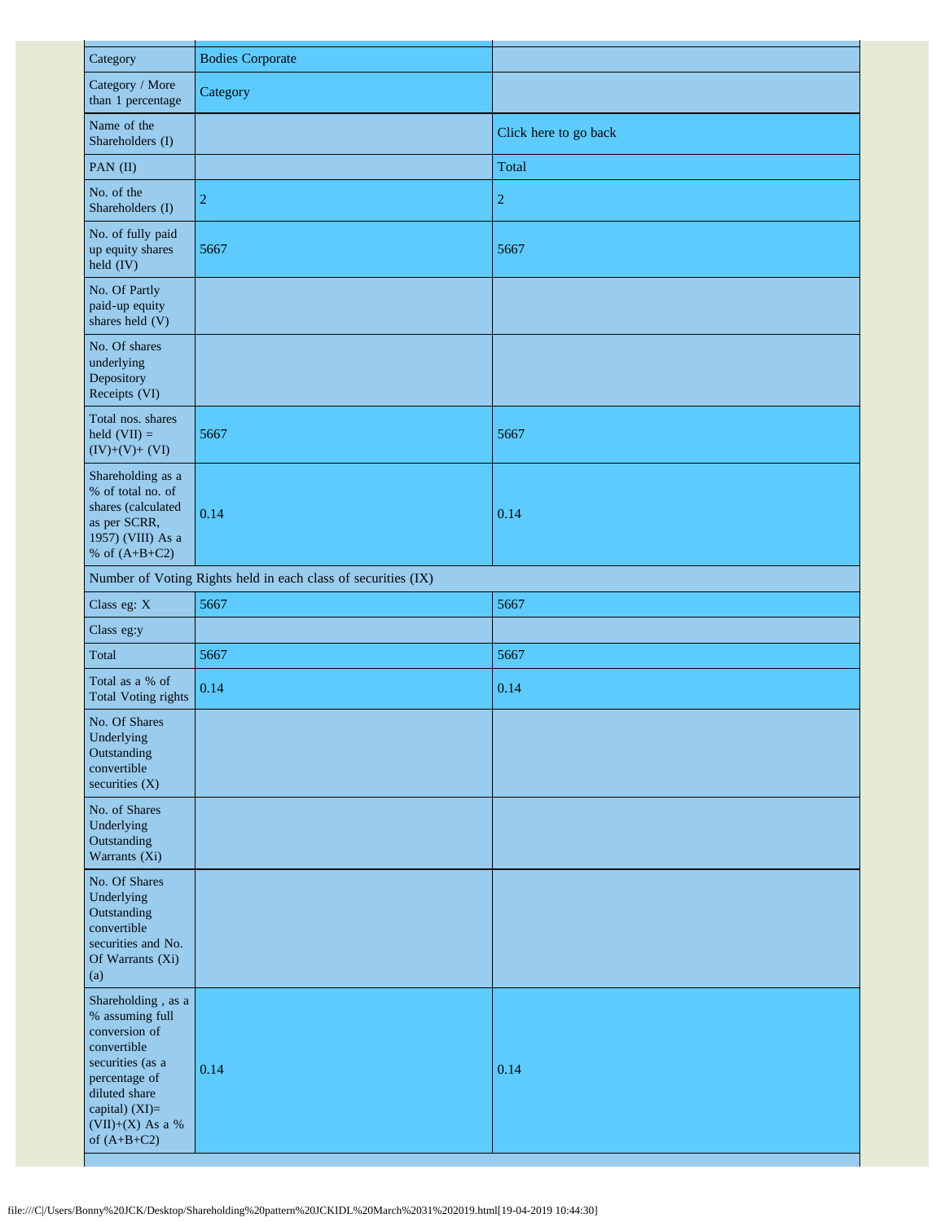| Category | Bodies Corporate | |
| --- | --- | --- |
| Category / More than 1 percentage | Category | |
| Name of the Shareholders (I) | | Click here to go back |
| PAN (II) | | Total |
| No. of the Shareholders (I) | 2 | 2 |
| No. of fully paid up equity shares held (IV) | 5667 | 5667 |
| No. Of Partly paid-up equity shares held (V) | | |
| No. Of shares underlying Depository Receipts (VI) | | |
| Total nos. shares held (VII) = (IV)+(V)+ (VI) | 5667 | 5667 |
| Shareholding as a % of total no. of shares (calculated as per SCRR, 1957) (VIII) As a % of (A+B+C2) | 0.14 | 0.14 |
| Number of Voting Rights held in each class of securities (IX) | | |
| Class eg: X | 5667 | 5667 |
| Class eg:y | | |
| Total | 5667 | 5667 |
| Total as a % of Total Voting rights | 0.14 | 0.14 |
| No. Of Shares Underlying Outstanding convertible securities (X) | | |
| No. of Shares Underlying Outstanding Warrants (Xi) | | |
| No. Of Shares Underlying Outstanding convertible securities and No. Of Warrants (Xi) (a) | | |
| Shareholding , as a % assuming full conversion of convertible securities (as a percentage of diluted share capital) (XI)= (VII)+(X) As a % of (A+B+C2) | 0.14 | 0.14 |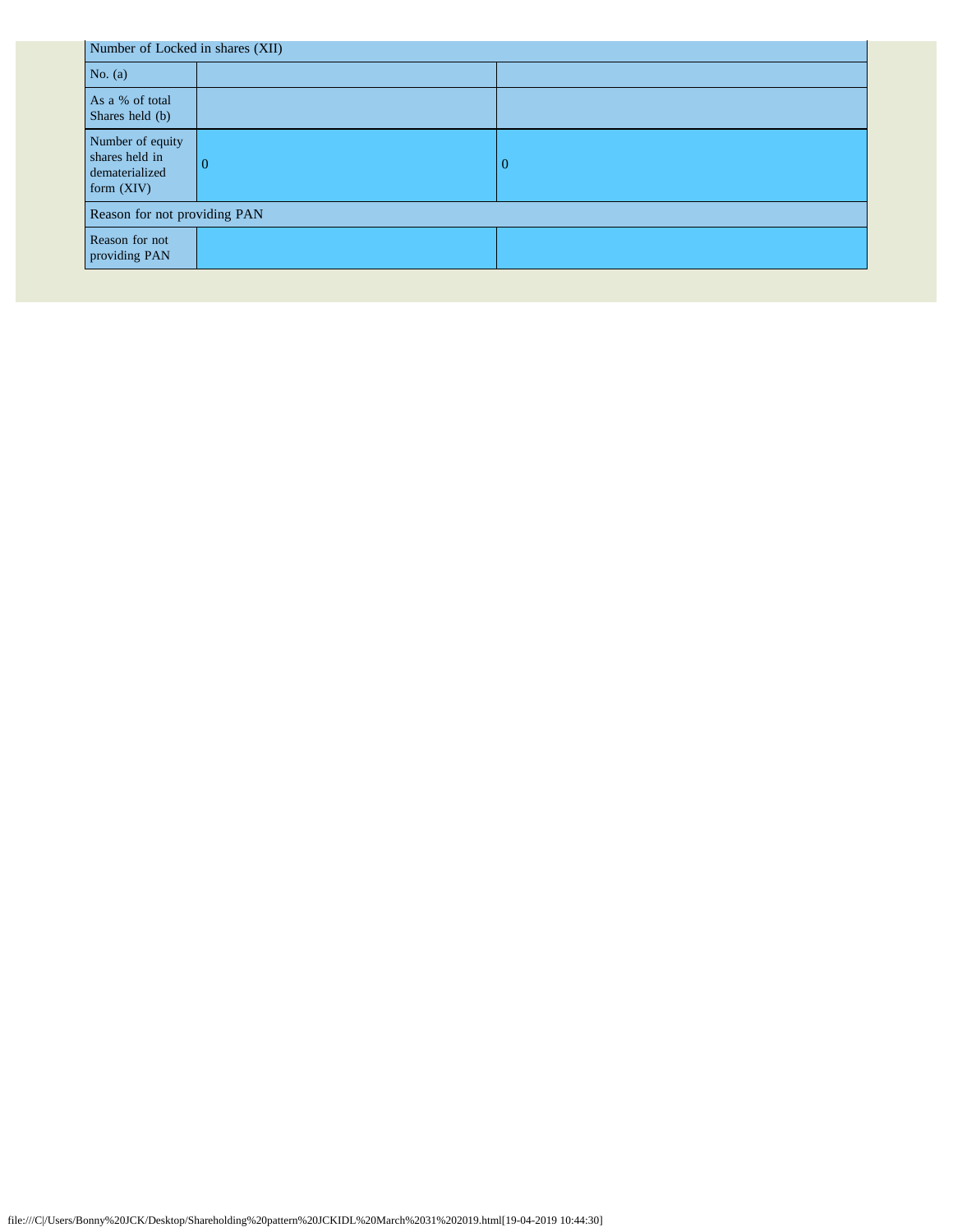| | | |
|---|---|---|
| Number of Locked in shares (XII) | | |
| No. (a) | | |
| As a % of total Shares held (b) | | |
| Number of equity shares held in dematerialized form (XIV) | 0 | 0 |
| Reason for not providing PAN | | |
| Reason for not providing PAN | | |